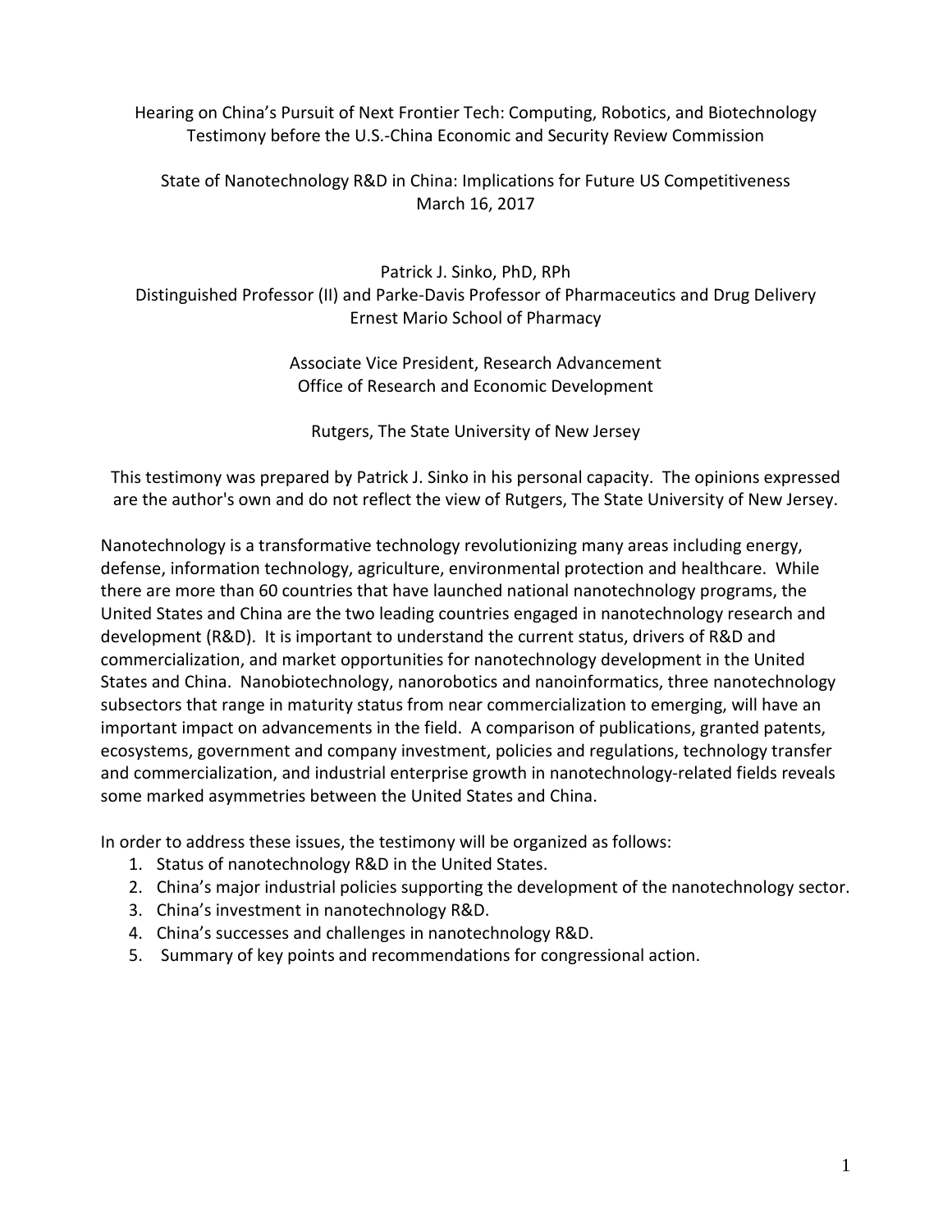Hearing on China's Pursuit of Next Frontier Tech: Computing, Robotics, and Biotechnology
Testimony before the U.S.-China Economic and Security Review Commission

State of Nanotechnology R&D in China: Implications for Future US Competitiveness
March 16, 2017

Patrick J. Sinko, PhD, RPh
Distinguished Professor (II) and Parke-Davis Professor of Pharmaceutics and Drug Delivery
Ernest Mario School of Pharmacy

Associate Vice President, Research Advancement
Office of Research and Economic Development

Rutgers, The State University of New Jersey

This testimony was prepared by Patrick J. Sinko in his personal capacity. The opinions expressed are the author's own and do not reflect the view of Rutgers, The State University of New Jersey.

Nanotechnology is a transformative technology revolutionizing many areas including energy, defense, information technology, agriculture, environmental protection and healthcare. While there are more than 60 countries that have launched national nanotechnology programs, the United States and China are the two leading countries engaged in nanotechnology research and development (R&D). It is important to understand the current status, drivers of R&D and commercialization, and market opportunities for nanotechnology development in the United States and China. Nanobiotechnology, nanorobotics and nanoinformatics, three nanotechnology subsectors that range in maturity status from near commercialization to emerging, will have an important impact on advancements in the field. A comparison of publications, granted patents, ecosystems, government and company investment, policies and regulations, technology transfer and commercialization, and industrial enterprise growth in nanotechnology-related fields reveals some marked asymmetries between the United States and China.

In order to address these issues, the testimony will be organized as follows:

1. Status of nanotechnology R&D in the United States.
2. China's major industrial policies supporting the development of the nanotechnology sector.
3. China's investment in nanotechnology R&D.
4. China's successes and challenges in nanotechnology R&D.
5. Summary of key points and recommendations for congressional action.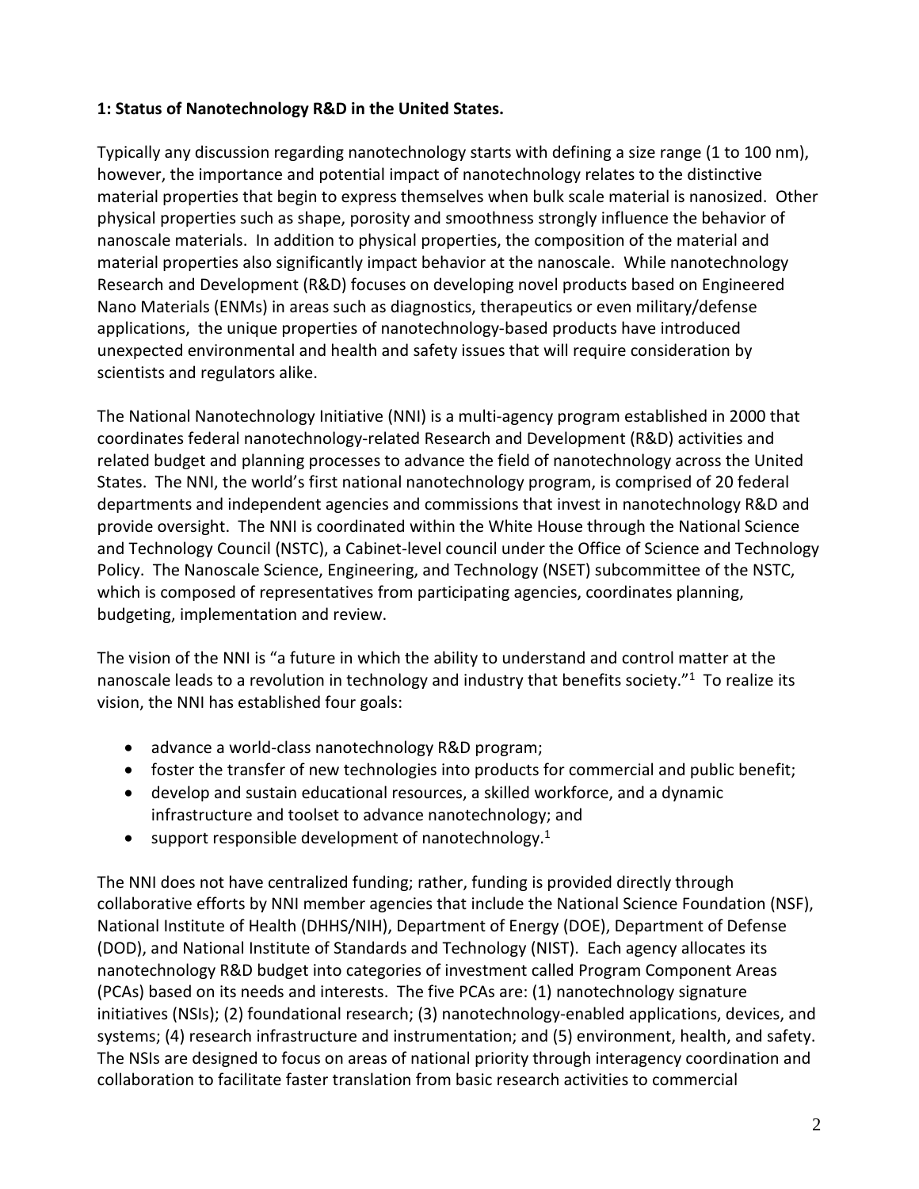### 1: Status of Nanotechnology R&D in the United States.

Typically any discussion regarding nanotechnology starts with defining a size range (1 to 100 nm), however, the importance and potential impact of nanotechnology relates to the distinctive material properties that begin to express themselves when bulk scale material is nanosized. Other physical properties such as shape, porosity and smoothness strongly influence the behavior of nanoscale materials. In addition to physical properties, the composition of the material and material properties also significantly impact behavior at the nanoscale. While nanotechnology Research and Development (R&D) focuses on developing novel products based on Engineered Nano Materials (ENMs) in areas such as diagnostics, therapeutics or even military/defense applications, the unique properties of nanotechnology-based products have introduced unexpected environmental and health and safety issues that will require consideration by scientists and regulators alike.

The National Nanotechnology Initiative (NNI) is a multi-agency program established in 2000 that coordinates federal nanotechnology-related Research and Development (R&D) activities and related budget and planning processes to advance the field of nanotechnology across the United States. The NNI, the world's first national nanotechnology program, is comprised of 20 federal departments and independent agencies and commissions that invest in nanotechnology R&D and provide oversight. The NNI is coordinated within the White House through the National Science and Technology Council (NSTC), a Cabinet-level council under the Office of Science and Technology Policy. The Nanoscale Science, Engineering, and Technology (NSET) subcommittee of the NSTC, which is composed of representatives from participating agencies, coordinates planning, budgeting, implementation and review.

The vision of the NNI is "a future in which the ability to understand and control matter at the nanoscale leads to a revolution in technology and industry that benefits society."[1] To realize its vision, the NNI has established four goals:

- advance a world-class nanotechnology R&D program;
- foster the transfer of new technologies into products for commercial and public benefit;
- develop and sustain educational resources, a skilled workforce, and a dynamic infrastructure and toolset to advance nanotechnology; and
- support responsible development of nanotechnology.[1]

The NNI does not have centralized funding; rather, funding is provided directly through collaborative efforts by NNI member agencies that include the National Science Foundation (NSF), National Institute of Health (DHHS/NIH), Department of Energy (DOE), Department of Defense (DOD), and National Institute of Standards and Technology (NIST). Each agency allocates its nanotechnology R&D budget into categories of investment called Program Component Areas (PCAs) based on its needs and interests. The five PCAs are: (1) nanotechnology signature initiatives (NSIs); (2) foundational research; (3) nanotechnology-enabled applications, devices, and systems; (4) research infrastructure and instrumentation; and (5) environment, health, and safety. The NSIs are designed to focus on areas of national priority through interagency coordination and collaboration to facilitate faster translation from basic research activities to commercial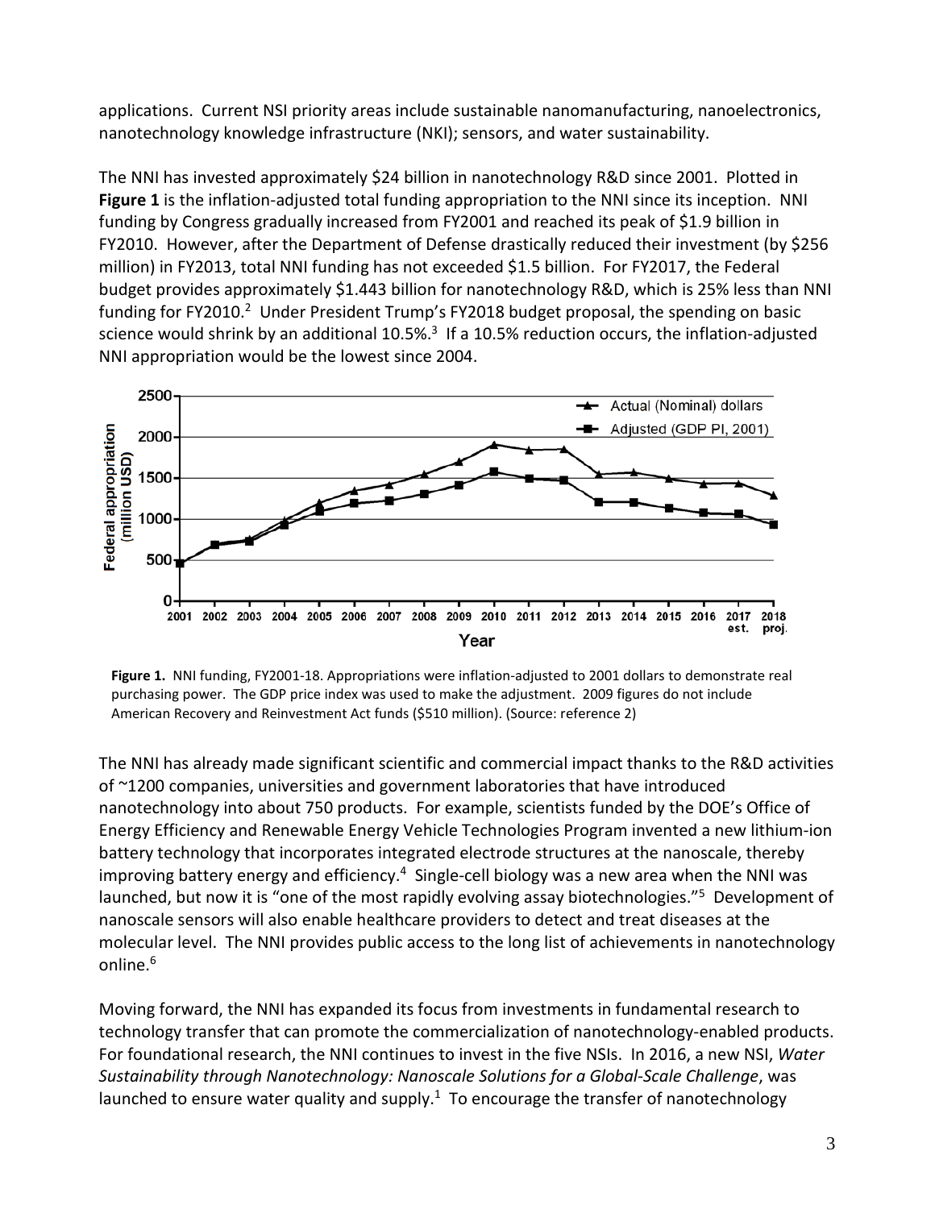applications. Current NSI priority areas include sustainable nanomanufacturing, nanoelectronics, nanotechnology knowledge infrastructure (NKI); sensors, and water sustainability.

The NNI has invested approximately $24 billion in nanotechnology R&D since 2001. Plotted in **Figure 1** is the inflation-adjusted total funding appropriation to the NNI since its inception. NNI funding by Congress gradually increased from FY2001 and reached its peak of $1.9 billion in FY2010. However, after the Department of Defense drastically reduced their investment (by $256 million) in FY2013, total NNI funding has not exceeded $1.5 billion. For FY2017, the Federal budget provides approximately $1.443 billion for nanotechnology R&D, which is 25% less than NNI funding for FY2010.[2] Under President Trump's FY2018 budget proposal, the spending on basic science would shrink by an additional 10.5%.[3] If a 10.5% reduction occurs, the inflation-adjusted NNI appropriation would be the lowest since 2004.

**Figure 1.** NNI funding, FY2001-18. Appropriations were inflation-adjusted to 2001 dollars to demonstrate real purchasing power. The GDP price index was used to make the adjustment. 2009 figures do not include American Recovery and Reinvestment Act funds ($510 million). (Source: reference 2)

The NNI has already made significant scientific and commercial impact thanks to the R&D activities of ~1200 companies, universities and government laboratories that have introduced nanotechnology into about 750 products. For example, scientists funded by the DOE's Office of Energy Efficiency and Renewable Energy Vehicle Technologies Program invented a new lithium-ion battery technology that incorporates integrated electrode structures at the nanoscale, thereby improving battery energy and efficiency.[4] Single-cell biology was a new area when the NNI was launched, but now it is "one of the most rapidly evolving assay biotechnologies."[5] Development of nanoscale sensors will also enable healthcare providers to detect and treat diseases at the molecular level. The NNI provides public access to the long list of achievements in nanotechnology online.[6]

Moving forward, the NNI has expanded its focus from investments in fundamental research to technology transfer that can promote the commercialization of nanotechnology-enabled products. For foundational research, the NNI continues to invest in the five NSIs. In 2016, a new NSI, *Water Sustainability through Nanotechnology: Nanoscale Solutions for a Global-Scale Challenge*, was launched to ensure water quality and supply.[1] To encourage the transfer of nanotechnology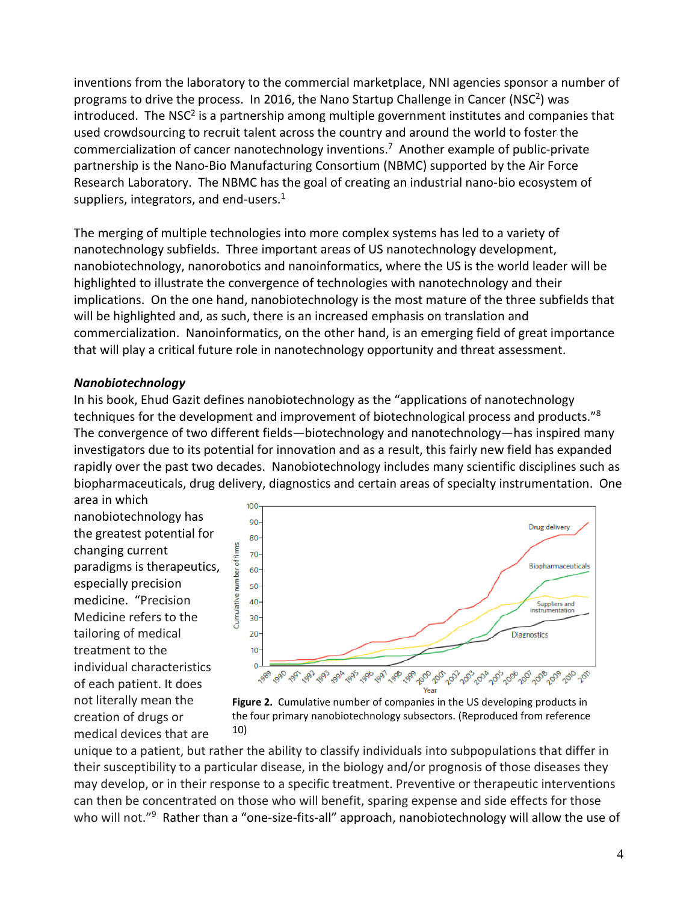inventions from the laboratory to the commercial marketplace, NNI agencies sponsor a number of programs to drive the process. In 2016, the Nano Startup Challenge in Cancer (NSC$^2$) was introduced. The NSC$^2$ is a partnership among multiple government institutes and companies that used crowdsourcing to recruit talent across the country and around the world to foster the commercialization of cancer nanotechnology inventions.[7] Another example of public-private partnership is the Nano-Bio Manufacturing Consortium (NBMC) supported by the Air Force Research Laboratory. The NBMC has the goal of creating an industrial nano-bio ecosystem of suppliers, integrators, and end-users.[1]

The merging of multiple technologies into more complex systems has led to a variety of nanotechnology subfields. Three important areas of US nanotechnology development, nanobiotechnology, nanorobotics and nanoinformatics, where the US is the world leader will be highlighted to illustrate the convergence of technologies with nanotechnology and their implications. On the one hand, nanobiotechnology is the most mature of the three subfields that will be highlighted and, as such, there is an increased emphasis on translation and commercialization. Nanoinformatics, on the other hand, is an emerging field of great importance that will play a critical future role in nanotechnology opportunity and threat assessment.

### *Nanobiotechnology*

In his book, Ehud Gazit defines nanobiotechnology as the "applications of nanotechnology techniques for the development and improvement of biotechnological process and products."[8] The convergence of two different fields—biotechnology and nanotechnology—has inspired many investigators due to its potential for innovation and as a result, this fairly new field has expanded rapidly over the past two decades. Nanobiotechnology includes many scientific disciplines such as biopharmaceuticals, drug delivery, diagnostics and certain areas of specialty instrumentation. One area in which nanobiotechnology has the greatest potential for changing current paradigms is therapeutics, especially precision medicine. "Precision Medicine refers to the tailoring of medical treatment to the individual characteristics of each patient. It does not literally mean the creation of drugs or medical devices that are unique to a patient, but rather the ability to classify individuals into subpopulations that differ in their susceptibility to a particular disease, in the biology and/or prognosis of those diseases they may develop, or in their response to a specific treatment. Preventive or therapeutic interventions can then be concentrated on those who will benefit, sparing expense and side effects for those who will not."[9] Rather than a "one-size-fits-all" approach, nanobiotechnology will allow the use of

**Figure 2.** Cumulative number of companies in the US developing products in the four primary nanobiotechnology subsectors. (Reproduced from reference 10)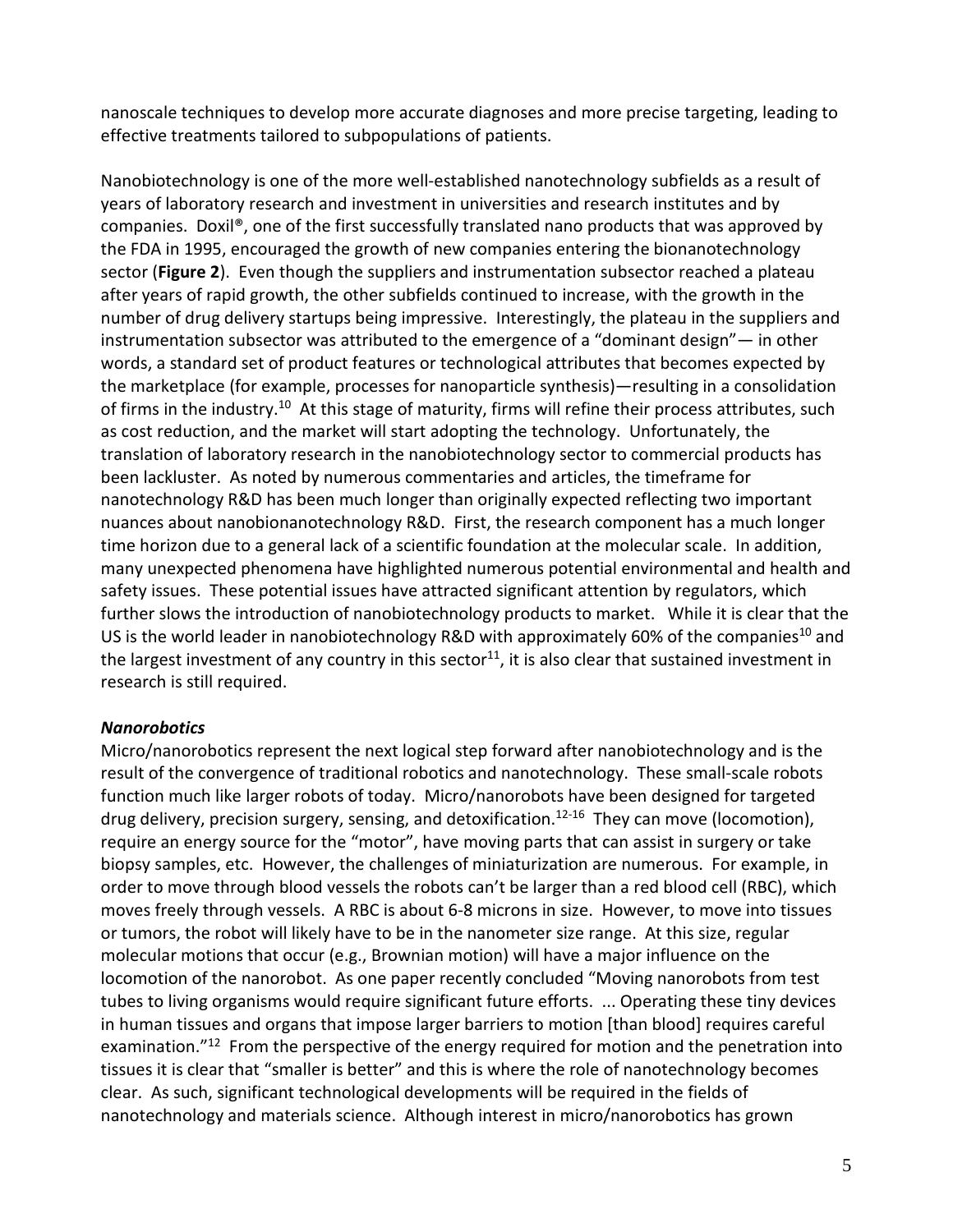nanoscale techniques to develop more accurate diagnoses and more precise targeting, leading to effective treatments tailored to subpopulations of patients.

Nanobiotechnology is one of the more well-established nanotechnology subfields as a result of years of laboratory research and investment in universities and research institutes and by companies. Doxil®, one of the first successfully translated nano products that was approved by the FDA in 1995, encouraged the growth of new companies entering the bionanotechnology sector (**Figure 2**). Even though the suppliers and instrumentation subsector reached a plateau after years of rapid growth, the other subfields continued to increase, with the growth in the number of drug delivery startups being impressive. Interestingly, the plateau in the suppliers and instrumentation subsector was attributed to the emergence of a "dominant design"— in other words, a standard set of product features or technological attributes that becomes expected by the marketplace (for example, processes for nanoparticle synthesis)—resulting in a consolidation of firms in the industry.[10] At this stage of maturity, firms will refine their process attributes, such as cost reduction, and the market will start adopting the technology. Unfortunately, the translation of laboratory research in the nanobiotechnology sector to commercial products has been lackluster. As noted by numerous commentaries and articles, the timeframe for nanotechnology R&D has been much longer than originally expected reflecting two important nuances about nanobionanotechnology R&D. First, the research component has a much longer time horizon due to a general lack of a scientific foundation at the molecular scale. In addition, many unexpected phenomena have highlighted numerous potential environmental and health and safety issues. These potential issues have attracted significant attention by regulators, which further slows the introduction of nanobiotechnology products to market. While it is clear that the US is the world leader in nanobiotechnology R&D with approximately 60% of the companies[10] and the largest investment of any country in this sector[11], it is also clear that sustained investment in research is still required.

### *Nanorobotics*

Micro/nanorobotics represent the next logical step forward after nanobiotechnology and is the result of the convergence of traditional robotics and nanotechnology. These small-scale robots function much like larger robots of today. Micro/nanorobots have been designed for targeted drug delivery, precision surgery, sensing, and detoxification.[12-16] They can move (locomotion), require an energy source for the "motor", have moving parts that can assist in surgery or take biopsy samples, etc. However, the challenges of miniaturization are numerous. For example, in order to move through blood vessels the robots can't be larger than a red blood cell (RBC), which moves freely through vessels. A RBC is about 6-8 microns in size. However, to move into tissues or tumors, the robot will likely have to be in the nanometer size range. At this size, regular molecular motions that occur (e.g., Brownian motion) will have a major influence on the locomotion of the nanorobot. As one paper recently concluded "Moving nanorobots from test tubes to living organisms would require significant future efforts. ... Operating these tiny devices in human tissues and organs that impose larger barriers to motion [than blood] requires careful examination."[12] From the perspective of the energy required for motion and the penetration into tissues it is clear that "smaller is better" and this is where the role of nanotechnology becomes clear. As such, significant technological developments will be required in the fields of nanotechnology and materials science. Although interest in micro/nanorobotics has grown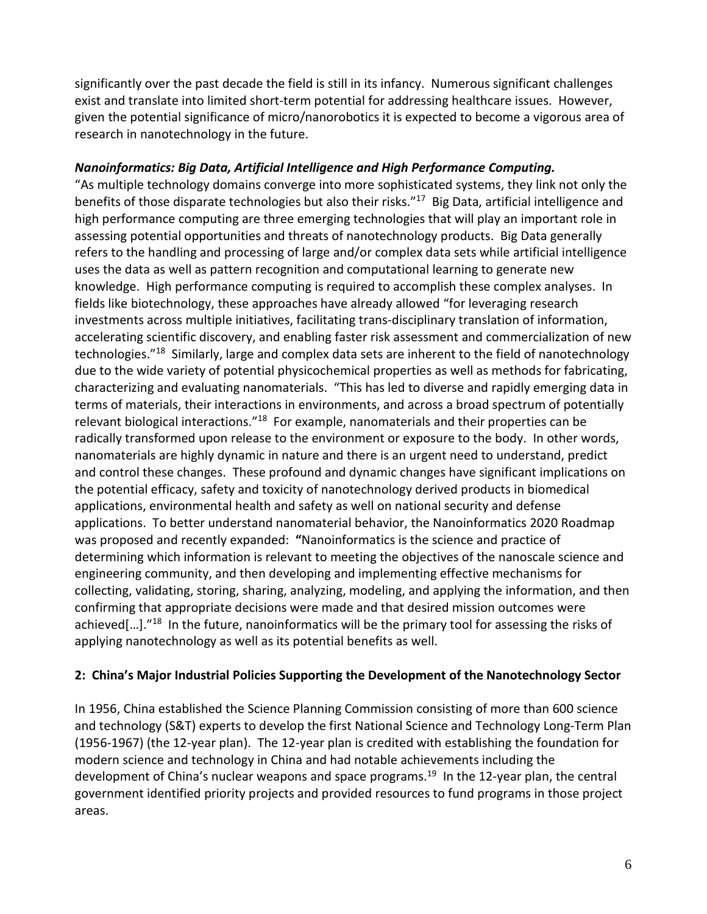significantly over the past decade the field is still in its infancy. Numerous significant challenges exist and translate into limited short-term potential for addressing healthcare issues. However, given the potential significance of micro/nanorobotics it is expected to become a vigorous area of research in nanotechnology in the future.

***Nanoinformatics: Big Data, Artificial Intelligence and High Performance Computing.***

"As multiple technology domains converge into more sophisticated systems, they link not only the benefits of those disparate technologies but also their risks."[17] Big Data, artificial intelligence and high performance computing are three emerging technologies that will play an important role in assessing potential opportunities and threats of nanotechnology products. Big Data generally refers to the handling and processing of large and/or complex data sets while artificial intelligence uses the data as well as pattern recognition and computational learning to generate new knowledge. High performance computing is required to accomplish these complex analyses. In fields like biotechnology, these approaches have already allowed "for leveraging research investments across multiple initiatives, facilitating trans-disciplinary translation of information, accelerating scientific discovery, and enabling faster risk assessment and commercialization of new technologies."[18] Similarly, large and complex data sets are inherent to the field of nanotechnology due to the wide variety of potential physicochemical properties as well as methods for fabricating, characterizing and evaluating nanomaterials. "This has led to diverse and rapidly emerging data in terms of materials, their interactions in environments, and across a broad spectrum of potentially relevant biological interactions."[18] For example, nanomaterials and their properties can be radically transformed upon release to the environment or exposure to the body. In other words, nanomaterials are highly dynamic in nature and there is an urgent need to understand, predict and control these changes. These profound and dynamic changes have significant implications on the potential efficacy, safety and toxicity of nanotechnology derived products in biomedical applications, environmental health and safety as well on national security and defense applications. To better understand nanomaterial behavior, the Nanoinformatics 2020 Roadmap was proposed and recently expanded: **"**Nanoinformatics is the science and practice of determining which information is relevant to meeting the objectives of the nanoscale science and engineering community, and then developing and implementing effective mechanisms for collecting, validating, storing, sharing, analyzing, modeling, and applying the information, and then confirming that appropriate decisions were made and that desired mission outcomes were achieved[…]."[18] In the future, nanoinformatics will be the primary tool for assessing the risks of applying nanotechnology as well as its potential benefits as well.

## 2: China's Major Industrial Policies Supporting the Development of the Nanotechnology Sector

In 1956, China established the Science Planning Commission consisting of more than 600 science and technology (S&T) experts to develop the first National Science and Technology Long-Term Plan (1956-1967) (the 12-year plan). The 12-year plan is credited with establishing the foundation for modern science and technology in China and had notable achievements including the development of China's nuclear weapons and space programs.[19] In the 12-year plan, the central government identified priority projects and provided resources to fund programs in those project areas.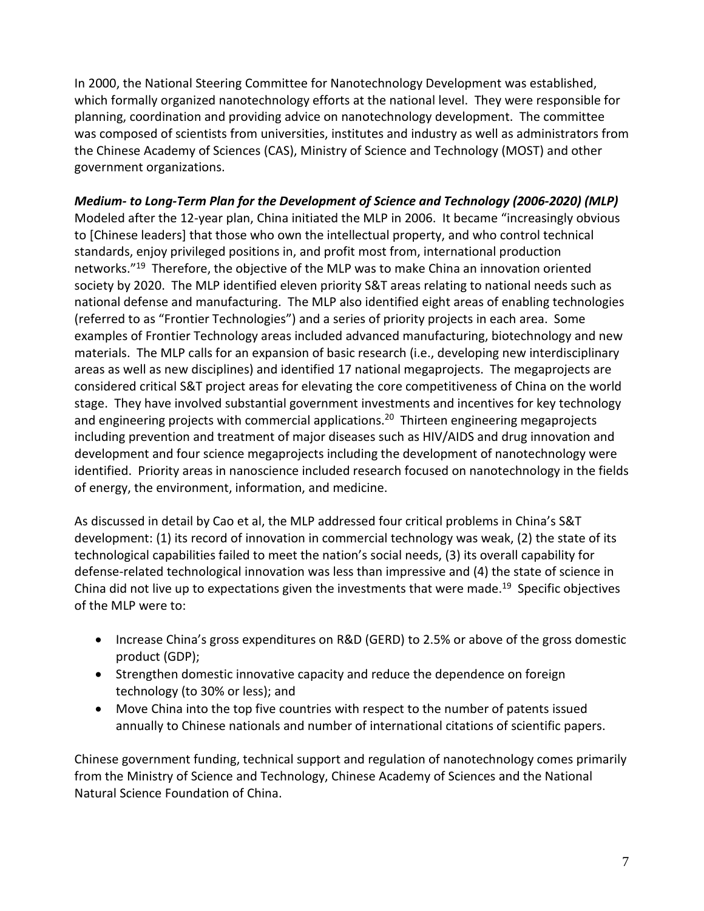In 2000, the National Steering Committee for Nanotechnology Development was established, which formally organized nanotechnology efforts at the national level. They were responsible for planning, coordination and providing advice on nanotechnology development. The committee was composed of scientists from universities, institutes and industry as well as administrators from the Chinese Academy of Sciences (CAS), Ministry of Science and Technology (MOST) and other government organizations.

***Medium- to Long-Term Plan for the Development of Science and Technology (2006-2020) (MLP)***

Modeled after the 12-year plan, China initiated the MLP in 2006. It became "increasingly obvious to [Chinese leaders] that those who own the intellectual property, and who control technical standards, enjoy privileged positions in, and profit most from, international production networks."[19] Therefore, the objective of the MLP was to make China an innovation oriented society by 2020. The MLP identified eleven priority S&T areas relating to national needs such as national defense and manufacturing. The MLP also identified eight areas of enabling technologies (referred to as "Frontier Technologies") and a series of priority projects in each area. Some examples of Frontier Technology areas included advanced manufacturing, biotechnology and new materials. The MLP calls for an expansion of basic research (i.e., developing new interdisciplinary areas as well as new disciplines) and identified 17 national megaprojects. The megaprojects are considered critical S&T project areas for elevating the core competitiveness of China on the world stage. They have involved substantial government investments and incentives for key technology and engineering projects with commercial applications.[20] Thirteen engineering megaprojects including prevention and treatment of major diseases such as HIV/AIDS and drug innovation and development and four science megaprojects including the development of nanotechnology were identified. Priority areas in nanoscience included research focused on nanotechnology in the fields of energy, the environment, information, and medicine.

As discussed in detail by Cao et al, the MLP addressed four critical problems in China's S&T development: (1) its record of innovation in commercial technology was weak, (2) the state of its technological capabilities failed to meet the nation's social needs, (3) its overall capability for defense-related technological innovation was less than impressive and (4) the state of science in China did not live up to expectations given the investments that were made.[19] Specific objectives of the MLP were to:

- Increase China's gross expenditures on R&D (GERD) to 2.5% or above of the gross domestic product (GDP);
- Strengthen domestic innovative capacity and reduce the dependence on foreign technology (to 30% or less); and
- Move China into the top five countries with respect to the number of patents issued annually to Chinese nationals and number of international citations of scientific papers.

Chinese government funding, technical support and regulation of nanotechnology comes primarily from the Ministry of Science and Technology, Chinese Academy of Sciences and the National Natural Science Foundation of China.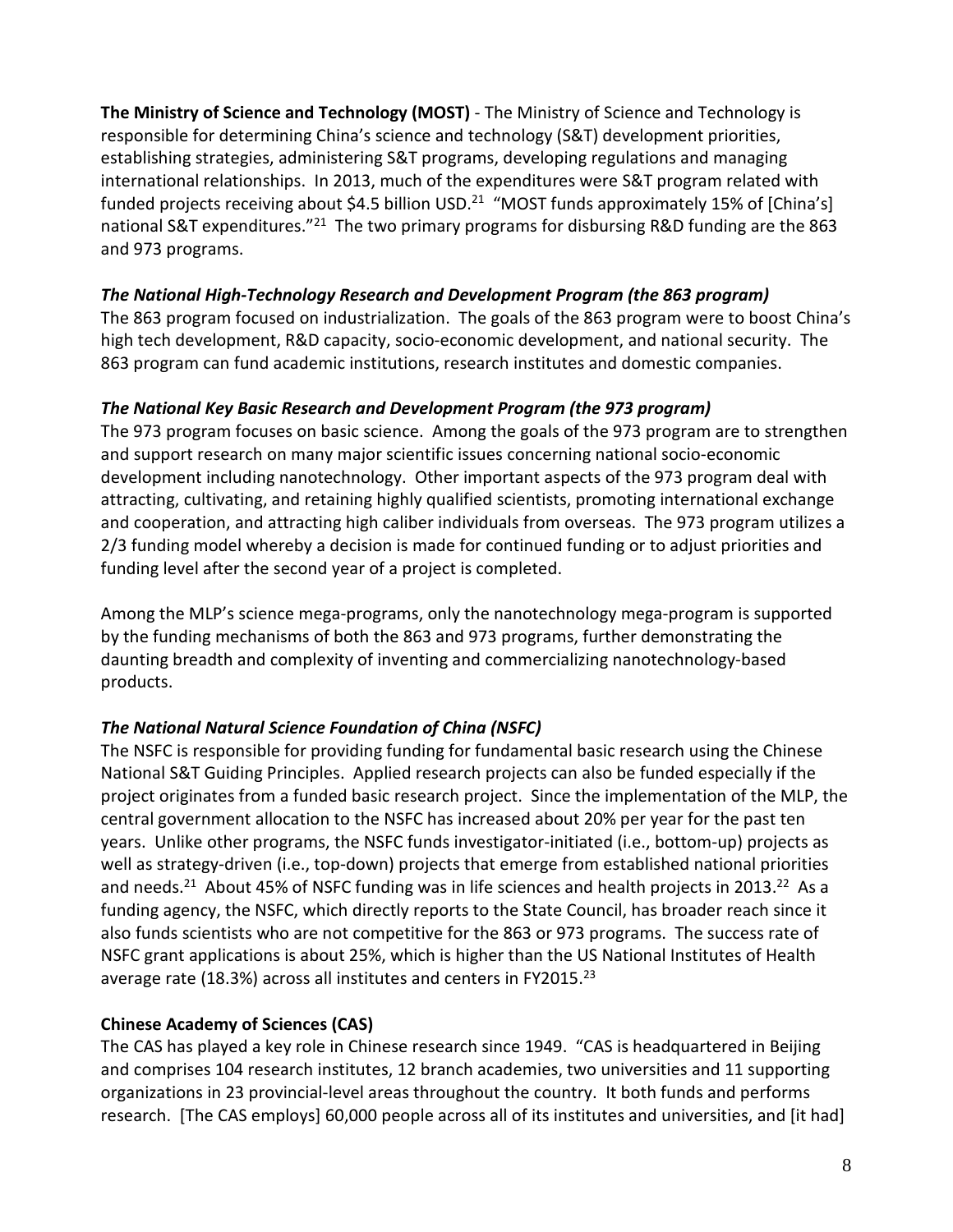**The Ministry of Science and Technology (MOST)** - The Ministry of Science and Technology is responsible for determining China's science and technology (S&T) development priorities, establishing strategies, administering S&T programs, developing regulations and managing international relationships. In 2013, much of the expenditures were S&T program related with funded projects receiving about $4.5 billion USD.[21] "MOST funds approximately 15% of [China's] national S&T expenditures."[21] The two primary programs for disbursing R&D funding are the 863 and 973 programs.

### *The National High-Technology Research and Development Program (the 863 program)*

The 863 program focused on industrialization. The goals of the 863 program were to boost China's high tech development, R&D capacity, socio-economic development, and national security. The 863 program can fund academic institutions, research institutes and domestic companies.

### *The National Key Basic Research and Development Program (the 973 program)*

The 973 program focuses on basic science. Among the goals of the 973 program are to strengthen and support research on many major scientific issues concerning national socio-economic development including nanotechnology. Other important aspects of the 973 program deal with attracting, cultivating, and retaining highly qualified scientists, promoting international exchange and cooperation, and attracting high caliber individuals from overseas. The 973 program utilizes a 2/3 funding model whereby a decision is made for continued funding or to adjust priorities and funding level after the second year of a project is completed.

Among the MLP's science mega-programs, only the nanotechnology mega-program is supported by the funding mechanisms of both the 863 and 973 programs, further demonstrating the daunting breadth and complexity of inventing and commercializing nanotechnology-based products.

### *The National Natural Science Foundation of China (NSFC)*

The NSFC is responsible for providing funding for fundamental basic research using the Chinese National S&T Guiding Principles. Applied research projects can also be funded especially if the project originates from a funded basic research project. Since the implementation of the MLP, the central government allocation to the NSFC has increased about 20% per year for the past ten years. Unlike other programs, the NSFC funds investigator-initiated (i.e., bottom-up) projects as well as strategy-driven (i.e., top-down) projects that emerge from established national priorities and needs.[21] About 45% of NSFC funding was in life sciences and health projects in 2013.[22] As a funding agency, the NSFC, which directly reports to the State Council, has broader reach since it also funds scientists who are not competitive for the 863 or 973 programs. The success rate of NSFC grant applications is about 25%, which is higher than the US National Institutes of Health average rate (18.3%) across all institutes and centers in FY2015.[23]

### **Chinese Academy of Sciences (CAS)**

The CAS has played a key role in Chinese research since 1949. "CAS is headquartered in Beijing and comprises 104 research institutes, 12 branch academies, two universities and 11 supporting organizations in 23 provincial-level areas throughout the country. It both funds and performs research. [The CAS employs] 60,000 people across all of its institutes and universities, and [it had]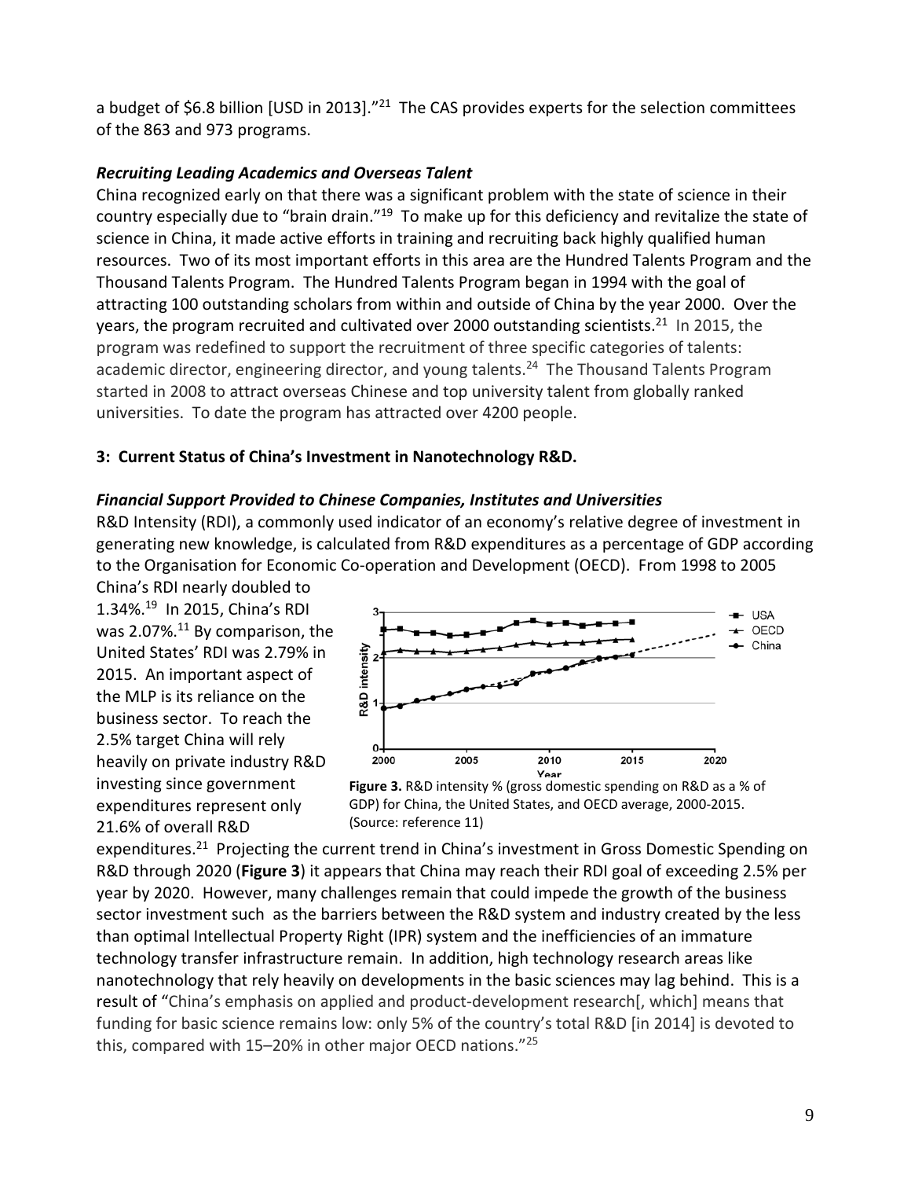a budget of $6.8 billion [USD in 2013]."[21] The CAS provides experts for the selection committees of the 863 and 973 programs.

### *Recruiting Leading Academics and Overseas Talent*

China recognized early on that there was a significant problem with the state of science in their country especially due to "brain drain."[19] To make up for this deficiency and revitalize the state of science in China, it made active efforts in training and recruiting back highly qualified human resources. Two of its most important efforts in this area are the Hundred Talents Program and the Thousand Talents Program. The Hundred Talents Program began in 1994 with the goal of attracting 100 outstanding scholars from within and outside of China by the year 2000. Over the years, the program recruited and cultivated over 2000 outstanding scientists.[21] In 2015, the program was redefined to support the recruitment of three specific categories of talents: academic director, engineering director, and young talents.[24] The Thousand Talents Program started in 2008 to attract overseas Chinese and top university talent from globally ranked universities. To date the program has attracted over 4200 people.

## 3: Current Status of China's Investment in Nanotechnology R&D.

### *Financial Support Provided to Chinese Companies, Institutes and Universities*

R&D Intensity (RDI), a commonly used indicator of an economy's relative degree of investment in generating new knowledge, is calculated from R&D expenditures as a percentage of GDP according to the Organisation for Economic Co-operation and Development (OECD). From 1998 to 2005 China's RDI nearly doubled to 1.34%.[19] In 2015, China's RDI was 2.07%.[11] By comparison, the United States' RDI was 2.79% in 2015. An important aspect of the MLP is its reliance on the business sector. To reach the 2.5% target China will rely heavily on private industry R&D investing since government expenditures represent only 21.6% of overall R&D expenditures.[21] Projecting the current trend in China's investment in Gross Domestic Spending on R&D through 2020 (**Figure 3**) it appears that China may reach their RDI goal of exceeding 2.5% per year by 2020. However, many challenges remain that could impede the growth of the business sector investment such as the barriers between the R&D system and industry created by the less than optimal Intellectual Property Right (IPR) system and the inefficiencies of an immature technology transfer infrastructure remain. In addition, high technology research areas like nanotechnology that rely heavily on developments in the basic sciences may lag behind. This is a result of "China's emphasis on applied and product-development research[, which] means that funding for basic science remains low: only 5% of the country's total R&D [in 2014] is devoted to this, compared with 15–20% in other major OECD nations."[25]

**Figure 3.** R&D intensity % (gross domestic spending on R&D as a % of GDP) for China, the United States, and OECD average, 2000-2015. (Source: reference 11)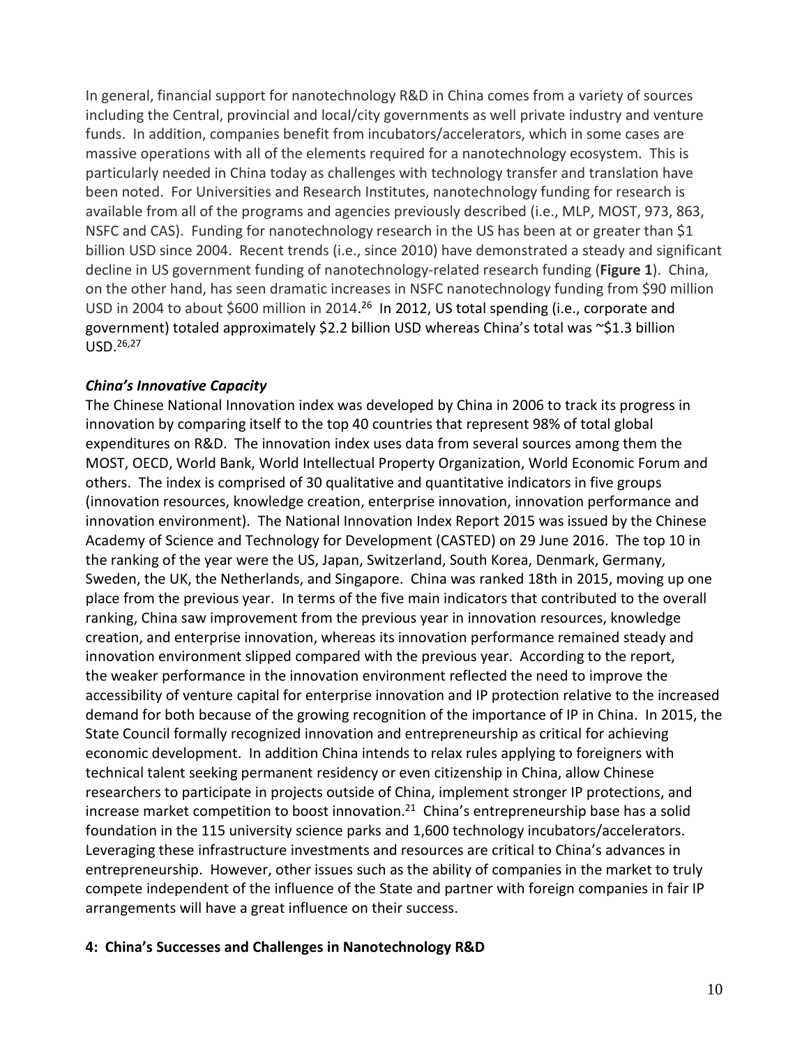In general, financial support for nanotechnology R&D in China comes from a variety of sources including the Central, provincial and local/city governments as well private industry and venture funds. In addition, companies benefit from incubators/accelerators, which in some cases are massive operations with all of the elements required for a nanotechnology ecosystem. This is particularly needed in China today as challenges with technology transfer and translation have been noted. For Universities and Research Institutes, nanotechnology funding for research is available from all of the programs and agencies previously described (i.e., MLP, MOST, 973, 863, NSFC and CAS). Funding for nanotechnology research in the US has been at or greater than $1 billion USD since 2004. Recent trends (i.e., since 2010) have demonstrated a steady and significant decline in US government funding of nanotechnology-related research funding (**Figure 1**). China, on the other hand, has seen dramatic increases in NSFC nanotechnology funding from $90 million USD in 2004 to about $600 million in 2014.[26] In 2012, US total spending (i.e., corporate and government) totaled approximately $2.2 billion USD whereas China's total was ~$1.3 billion USD.[26,27]

### *China's Innovative Capacity*

The Chinese National Innovation index was developed by China in 2006 to track its progress in innovation by comparing itself to the top 40 countries that represent 98% of total global expenditures on R&D. The innovation index uses data from several sources among them the MOST, OECD, World Bank, World Intellectual Property Organization, World Economic Forum and others. The index is comprised of 30 qualitative and quantitative indicators in five groups (innovation resources, knowledge creation, enterprise innovation, innovation performance and innovation environment). The National Innovation Index Report 2015 was issued by the Chinese Academy of Science and Technology for Development (CASTED) on 29 June 2016. The top 10 in the ranking of the year were the US, Japan, Switzerland, South Korea, Denmark, Germany, Sweden, the UK, the Netherlands, and Singapore. China was ranked 18th in 2015, moving up one place from the previous year. In terms of the five main indicators that contributed to the overall ranking, China saw improvement from the previous year in innovation resources, knowledge creation, and enterprise innovation, whereas its innovation performance remained steady and innovation environment slipped compared with the previous year. According to the report, the weaker performance in the innovation environment reflected the need to improve the accessibility of venture capital for enterprise innovation and IP protection relative to the increased demand for both because of the growing recognition of the importance of IP in China. In 2015, the State Council formally recognized innovation and entrepreneurship as critical for achieving economic development. In addition China intends to relax rules applying to foreigners with technical talent seeking permanent residency or even citizenship in China, allow Chinese researchers to participate in projects outside of China, implement stronger IP protections, and increase market competition to boost innovation.[21] China's entrepreneurship base has a solid foundation in the 115 university science parks and 1,600 technology incubators/accelerators. Leveraging these infrastructure investments and resources are critical to China's advances in entrepreneurship. However, other issues such as the ability of companies in the market to truly compete independent of the influence of the State and partner with foreign companies in fair IP arrangements will have a great influence on their success.

## 4: China's Successes and Challenges in Nanotechnology R&D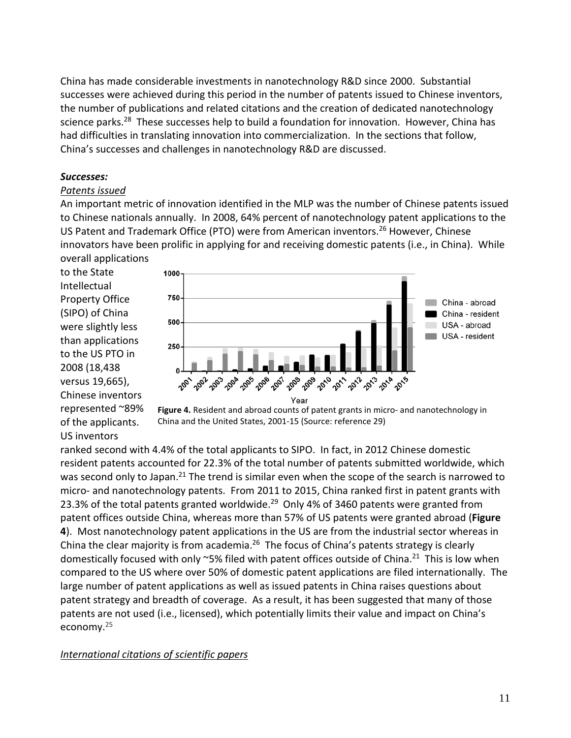China has made considerable investments in nanotechnology R&D since 2000. Substantial successes were achieved during this period in the number of patents issued to Chinese inventors, the number of publications and related citations and the creation of dedicated nanotechnology science parks.[28] These successes help to build a foundation for innovation. However, China has had difficulties in translating innovation into commercialization. In the sections that follow, China's successes and challenges in nanotechnology R&D are discussed.

***Successes:***

*Patents issued*

An important metric of innovation identified in the MLP was the number of Chinese patents issued to Chinese nationals annually. In 2008, 64% percent of nanotechnology patent applications to the US Patent and Trademark Office (PTO) were from American inventors.[26] However, Chinese innovators have been prolific in applying for and receiving domestic patents (i.e., in China). While overall applications to the State Intellectual Property Office (SIPO) of China were slightly less than applications to the US PTO in 2008 (18,438 versus 19,665), Chinese inventors represented ~89% of the applicants. US inventors ranked second with 4.4% of the total applicants to SIPO. In fact, in 2012 Chinese domestic resident patents accounted for 22.3% of the total number of patents submitted worldwide, which was second only to Japan.[21] The trend is similar even when the scope of the search is narrowed to micro- and nanotechnology patents. From 2011 to 2015, China ranked first in patent grants with 23.3% of the total patents granted worldwide.[29] Only 4% of 3460 patents were granted from patent offices outside China, whereas more than 57% of US patents were granted abroad (**Figure 4**). Most nanotechnology patent applications in the US are from the industrial sector whereas in China the clear majority is from academia.[26] The focus of China's patents strategy is clearly domestically focused with only ~5% filed with patent offices outside of China.[21] This is low when compared to the US where over 50% of domestic patent applications are filed internationally. The large number of patent applications as well as issued patents in China raises questions about patent strategy and breadth of coverage. As a result, it has been suggested that many of those patents are not used (i.e., licensed), which potentially limits their value and impact on China's economy.[25]

**Figure 4.** Resident and abroad counts of patent grants in micro- and nanotechnology in China and the United States, 2001-15 (Source: reference 29)

*International citations of scientific papers*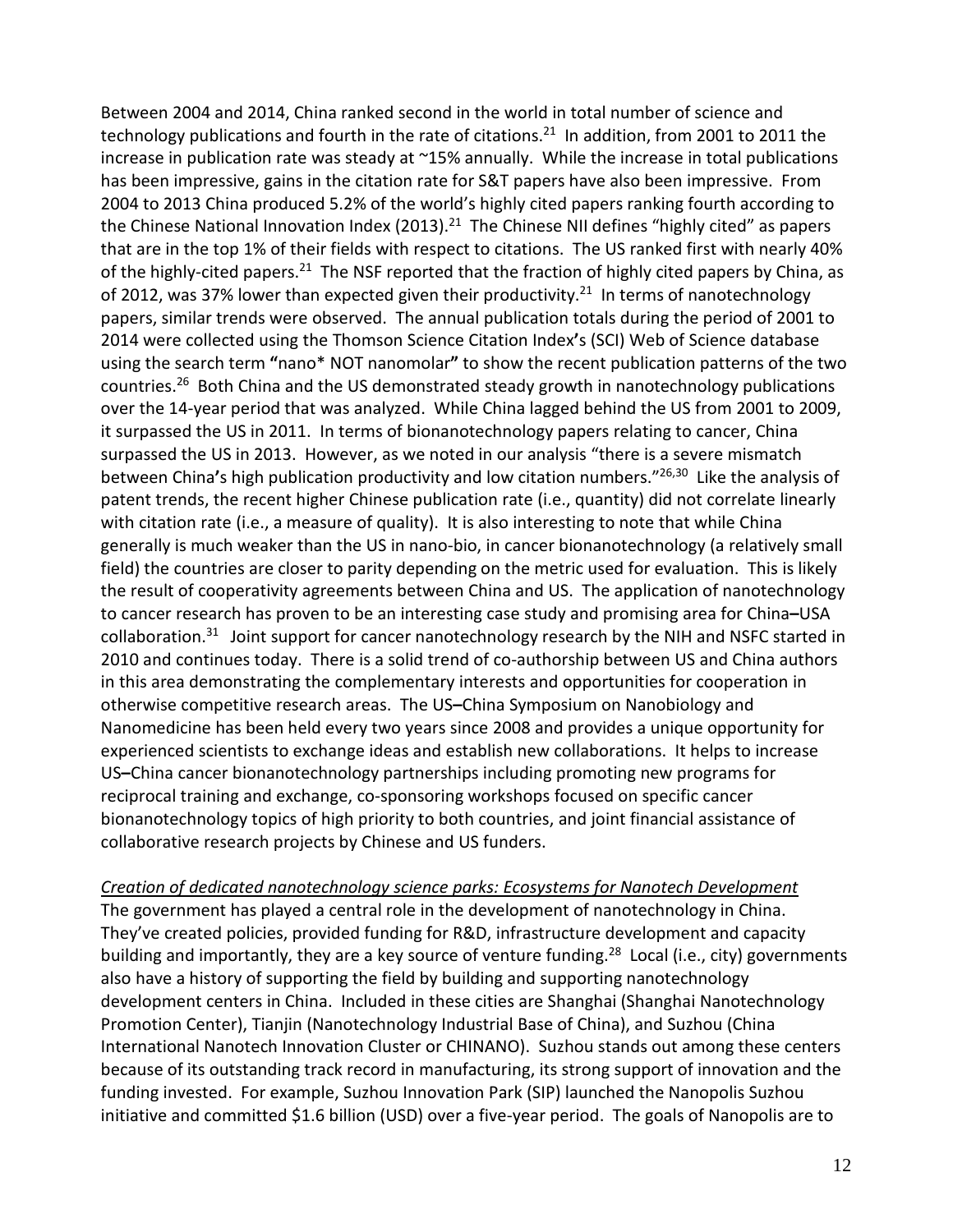Between 2004 and 2014, China ranked second in the world in total number of science and technology publications and fourth in the rate of citations.[21] In addition, from 2001 to 2011 the increase in publication rate was steady at ~15% annually. While the increase in total publications has been impressive, gains in the citation rate for S&T papers have also been impressive. From 2004 to 2013 China produced 5.2% of the world's highly cited papers ranking fourth according to the Chinese National Innovation Index (2013).[21] The Chinese NII defines "highly cited" as papers that are in the top 1% of their fields with respect to citations. The US ranked first with nearly 40% of the highly-cited papers.[21] The NSF reported that the fraction of highly cited papers by China, as of 2012, was 37% lower than expected given their productivity.[21] In terms of nanotechnology papers, similar trends were observed. The annual publication totals during the period of 2001 to 2014 were collected using the Thomson Science Citation Index**'**s (SCI) Web of Science database using the search term **"**nano* NOT nanomolar**"** to show the recent publication patterns of the two countries.[26] Both China and the US demonstrated steady growth in nanotechnology publications over the 14-year period that was analyzed. While China lagged behind the US from 2001 to 2009, it surpassed the US in 2011. In terms of bionanotechnology papers relating to cancer, China surpassed the US in 2013. However, as we noted in our analysis "there is a severe mismatch between China**'**s high publication productivity and low citation numbers."[26,30] Like the analysis of patent trends, the recent higher Chinese publication rate (i.e., quantity) did not correlate linearly with citation rate (i.e., a measure of quality). It is also interesting to note that while China generally is much weaker than the US in nano-bio, in cancer bionanotechnology (a relatively small field) the countries are closer to parity depending on the metric used for evaluation. This is likely the result of cooperativity agreements between China and US. The application of nanotechnology to cancer research has proven to be an interesting case study and promising area for China**–**USA collaboration.[31] Joint support for cancer nanotechnology research by the NIH and NSFC started in 2010 and continues today. There is a solid trend of co-authorship between US and China authors in this area demonstrating the complementary interests and opportunities for cooperation in otherwise competitive research areas. The US**–**China Symposium on Nanobiology and Nanomedicine has been held every two years since 2008 and provides a unique opportunity for experienced scientists to exchange ideas and establish new collaborations. It helps to increase US**–**China cancer bionanotechnology partnerships including promoting new programs for reciprocal training and exchange, co-sponsoring workshops focused on specific cancer bionanotechnology topics of high priority to both countries, and joint financial assistance of collaborative research projects by Chinese and US funders.

*Creation of dedicated nanotechnology science parks: Ecosystems for Nanotech Development*

The government has played a central role in the development of nanotechnology in China. They've created policies, provided funding for R&D, infrastructure development and capacity building and importantly, they are a key source of venture funding.[28] Local (i.e., city) governments also have a history of supporting the field by building and supporting nanotechnology development centers in China. Included in these cities are Shanghai (Shanghai Nanotechnology Promotion Center), Tianjin (Nanotechnology Industrial Base of China), and Suzhou (China International Nanotech Innovation Cluster or CHINANO). Suzhou stands out among these centers because of its outstanding track record in manufacturing, its strong support of innovation and the funding invested. For example, Suzhou Innovation Park (SIP) launched the Nanopolis Suzhou initiative and committed $1.6 billion (USD) over a five-year period. The goals of Nanopolis are to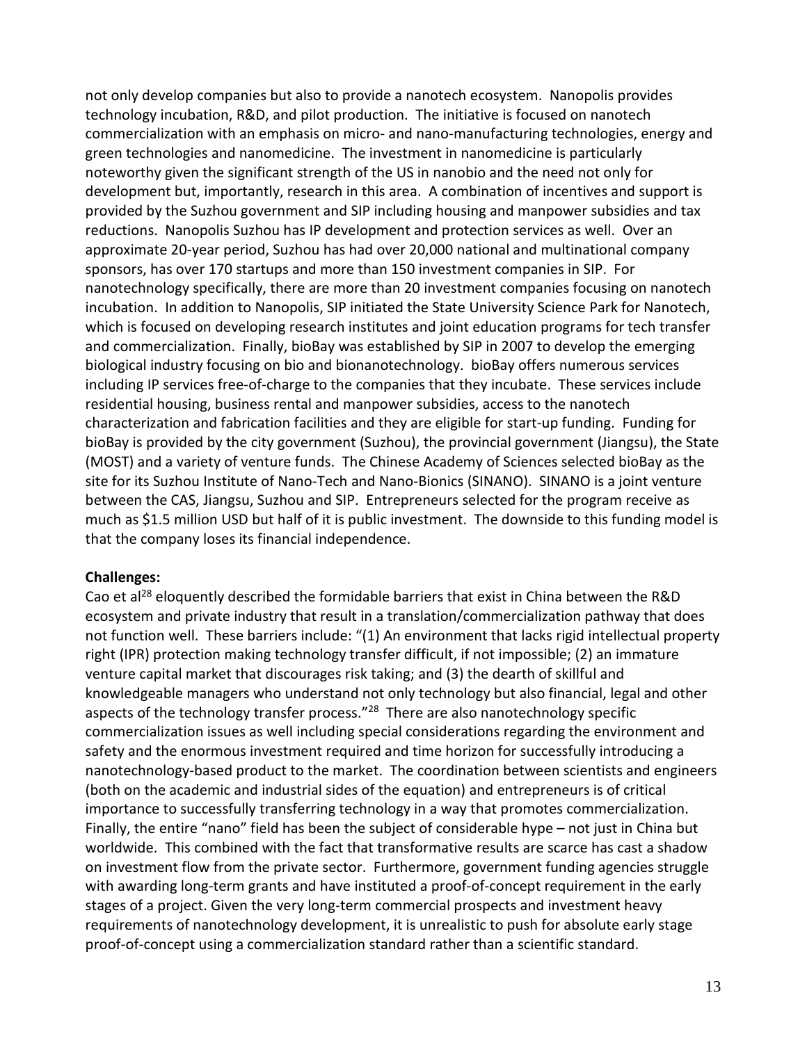not only develop companies but also to provide a nanotech ecosystem. Nanopolis provides technology incubation, R&D, and pilot production. The initiative is focused on nanotech commercialization with an emphasis on micro- and nano-manufacturing technologies, energy and green technologies and nanomedicine. The investment in nanomedicine is particularly noteworthy given the significant strength of the US in nanobio and the need not only for development but, importantly, research in this area. A combination of incentives and support is provided by the Suzhou government and SIP including housing and manpower subsidies and tax reductions. Nanopolis Suzhou has IP development and protection services as well. Over an approximate 20-year period, Suzhou has had over 20,000 national and multinational company sponsors, has over 170 startups and more than 150 investment companies in SIP. For nanotechnology specifically, there are more than 20 investment companies focusing on nanotech incubation. In addition to Nanopolis, SIP initiated the State University Science Park for Nanotech, which is focused on developing research institutes and joint education programs for tech transfer and commercialization. Finally, bioBay was established by SIP in 2007 to develop the emerging biological industry focusing on bio and bionanotechnology. bioBay offers numerous services including IP services free-of-charge to the companies that they incubate. These services include residential housing, business rental and manpower subsidies, access to the nanotech characterization and fabrication facilities and they are eligible for start-up funding. Funding for bioBay is provided by the city government (Suzhou), the provincial government (Jiangsu), the State (MOST) and a variety of venture funds. The Chinese Academy of Sciences selected bioBay as the site for its Suzhou Institute of Nano-Tech and Nano-Bionics (SINANO). SINANO is a joint venture between the CAS, Jiangsu, Suzhou and SIP. Entrepreneurs selected for the program receive as much as $1.5 million USD but half of it is public investment. The downside to this funding model is that the company loses its financial independence.

**Challenges:**

Cao et al[28] eloquently described the formidable barriers that exist in China between the R&D ecosystem and private industry that result in a translation/commercialization pathway that does not function well. These barriers include: "(1) An environment that lacks rigid intellectual property right (IPR) protection making technology transfer difficult, if not impossible; (2) an immature venture capital market that discourages risk taking; and (3) the dearth of skillful and knowledgeable managers who understand not only technology but also financial, legal and other aspects of the technology transfer process."[28] There are also nanotechnology specific commercialization issues as well including special considerations regarding the environment and safety and the enormous investment required and time horizon for successfully introducing a nanotechnology-based product to the market. The coordination between scientists and engineers (both on the academic and industrial sides of the equation) and entrepreneurs is of critical importance to successfully transferring technology in a way that promotes commercialization. Finally, the entire "nano" field has been the subject of considerable hype – not just in China but worldwide. This combined with the fact that transformative results are scarce has cast a shadow on investment flow from the private sector. Furthermore, government funding agencies struggle with awarding long-term grants and have instituted a proof-of-concept requirement in the early stages of a project. Given the very long-term commercial prospects and investment heavy requirements of nanotechnology development, it is unrealistic to push for absolute early stage proof-of-concept using a commercialization standard rather than a scientific standard.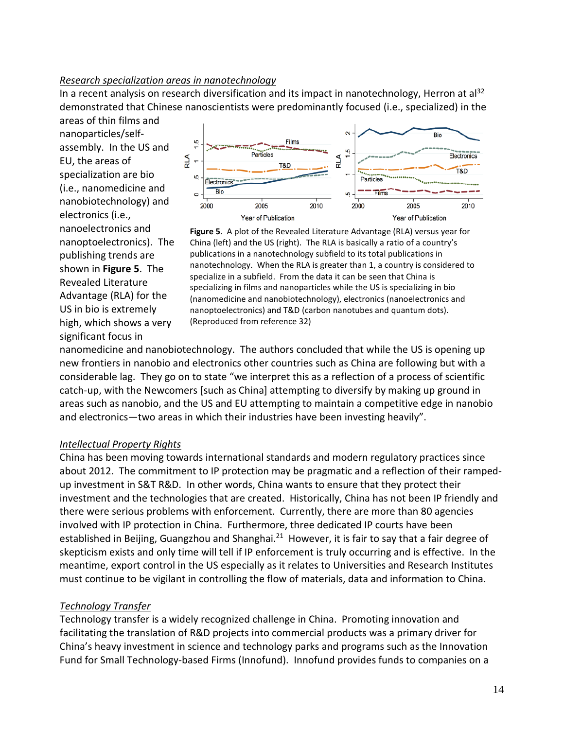*Research specialization areas in nanotechnology*

In a recent analysis on research diversification and its impact in nanotechnology, Herron at al[32] demonstrated that Chinese nanoscientists were predominantly focused (i.e., specialized) in the areas of thin films and nanoparticles/self-assembly. In the US and EU, the areas of specialization are bio (i.e., nanomedicine and nanobiotechnology) and electronics (i.e., nanoelectronics and nanoptoelectronics). The publishing trends are shown in **Figure 5**. The Revealed Literature Advantage (RLA) for the US in bio is extremely high, which shows a very significant focus in nanomedicine and nanobiotechnology. The authors concluded that while the US is opening up new frontiers in nanobio and electronics other countries such as China are following but with a considerable lag. They go on to state "we interpret this as a reflection of a process of scientific catch-up, with the Newcomers [such as China] attempting to diversify by making up ground in areas such as nanobio, and the US and EU attempting to maintain a competitive edge in nanobio and electronics—two areas in which their industries have been investing heavily".

**Figure 5**. A plot of the Revealed Literature Advantage (RLA) versus year for China (left) and the US (right). The RLA is basically a ratio of a country's publications in a nanotechnology subfield to its total publications in nanotechnology. When the RLA is greater than 1, a country is considered to specialize in a subfield. From the data it can be seen that China is specializing in films and nanoparticles while the US is specializing in bio (nanomedicine and nanobiotechnology), electronics (nanoelectronics and nanoptoelectronics) and T&D (carbon nanotubes and quantum dots). (Reproduced from reference 32)

*Intellectual Property Rights*

China has been moving towards international standards and modern regulatory practices since about 2012. The commitment to IP protection may be pragmatic and a reflection of their ramped-up investment in S&T R&D. In other words, China wants to ensure that they protect their investment and the technologies that are created. Historically, China has not been IP friendly and there were serious problems with enforcement. Currently, there are more than 80 agencies involved with IP protection in China. Furthermore, three dedicated IP courts have been established in Beijing, Guangzhou and Shanghai.[21] However, it is fair to say that a fair degree of skepticism exists and only time will tell if IP enforcement is truly occurring and is effective. In the meantime, export control in the US especially as it relates to Universities and Research Institutes must continue to be vigilant in controlling the flow of materials, data and information to China.

*Technology Transfer*

Technology transfer is a widely recognized challenge in China. Promoting innovation and facilitating the translation of R&D projects into commercial products was a primary driver for China's heavy investment in science and technology parks and programs such as the Innovation Fund for Small Technology-based Firms (Innofund). Innofund provides funds to companies on a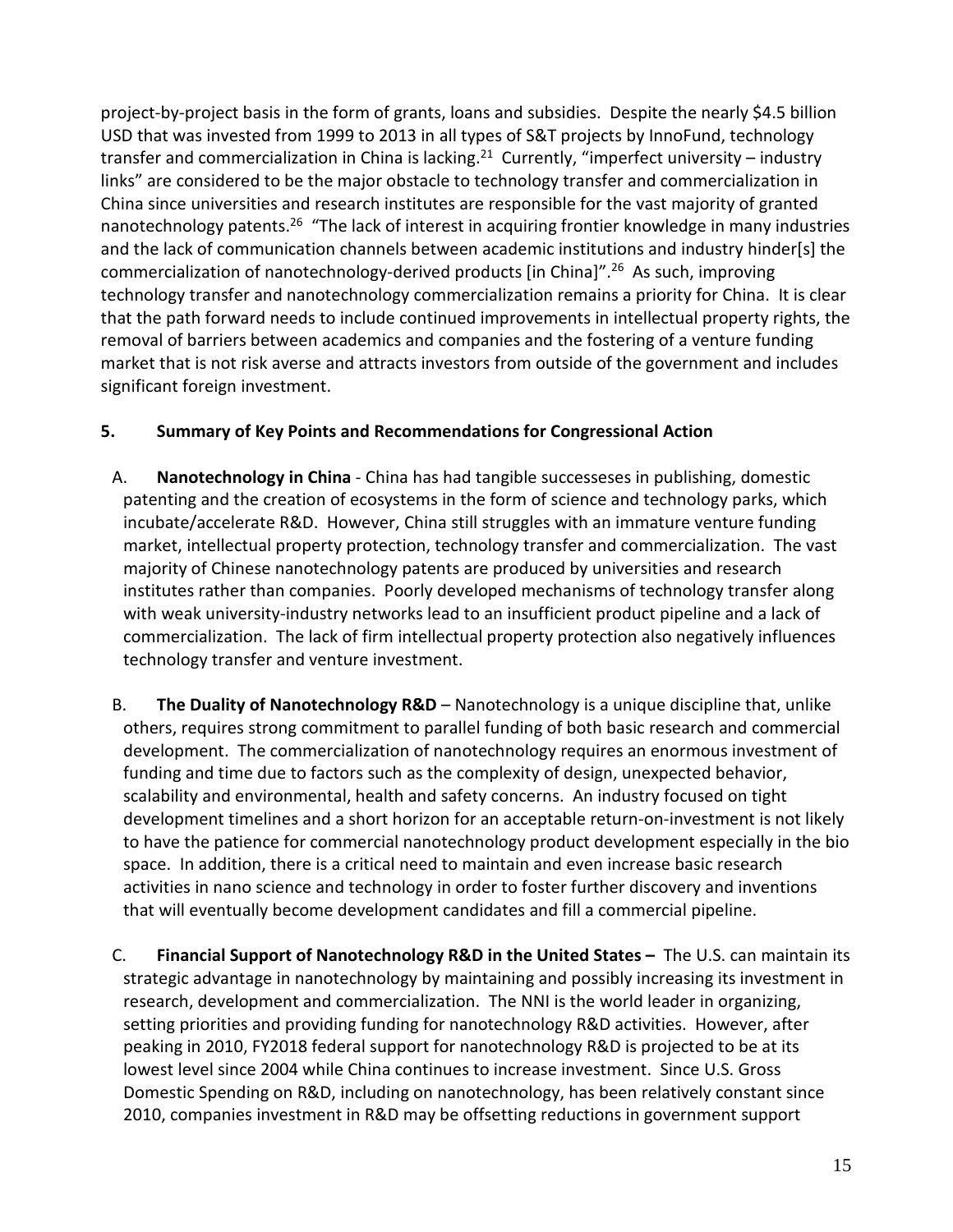project-by-project basis in the form of grants, loans and subsidies. Despite the nearly $4.5 billion USD that was invested from 1999 to 2013 in all types of S&T projects by InnoFund, technology transfer and commercialization in China is lacking.[21] Currently, "imperfect university – industry links" are considered to be the major obstacle to technology transfer and commercialization in China since universities and research institutes are responsible for the vast majority of granted nanotechnology patents.[26] "The lack of interest in acquiring frontier knowledge in many industries and the lack of communication channels between academic institutions and industry hinder[s] the commercialization of nanotechnology-derived products [in China]".[26] As such, improving technology transfer and nanotechnology commercialization remains a priority for China. It is clear that the path forward needs to include continued improvements in intellectual property rights, the removal of barriers between academics and companies and the fostering of a venture funding market that is not risk averse and attracts investors from outside of the government and includes significant foreign investment.

## 5. Summary of Key Points and Recommendations for Congressional Action

A. **Nanotechnology in China** - China has had tangible successeses in publishing, domestic patenting and the creation of ecosystems in the form of science and technology parks, which incubate/accelerate R&D. However, China still struggles with an immature venture funding market, intellectual property protection, technology transfer and commercialization. The vast majority of Chinese nanotechnology patents are produced by universities and research institutes rather than companies. Poorly developed mechanisms of technology transfer along with weak university-industry networks lead to an insufficient product pipeline and a lack of commercialization. The lack of firm intellectual property protection also negatively influences technology transfer and venture investment.

B. **The Duality of Nanotechnology R&D** – Nanotechnology is a unique discipline that, unlike others, requires strong commitment to parallel funding of both basic research and commercial development. The commercialization of nanotechnology requires an enormous investment of funding and time due to factors such as the complexity of design, unexpected behavior, scalability and environmental, health and safety concerns. An industry focused on tight development timelines and a short horizon for an acceptable return-on-investment is not likely to have the patience for commercial nanotechnology product development especially in the bio space. In addition, there is a critical need to maintain and even increase basic research activities in nano science and technology in order to foster further discovery and inventions that will eventually become development candidates and fill a commercial pipeline.

C. **Financial Support of Nanotechnology R&D in the United States –** The U.S. can maintain its strategic advantage in nanotechnology by maintaining and possibly increasing its investment in research, development and commercialization. The NNI is the world leader in organizing, setting priorities and providing funding for nanotechnology R&D activities. However, after peaking in 2010, FY2018 federal support for nanotechnology R&D is projected to be at its lowest level since 2004 while China continues to increase investment. Since U.S. Gross Domestic Spending on R&D, including on nanotechnology, has been relatively constant since 2010, companies investment in R&D may be offsetting reductions in government support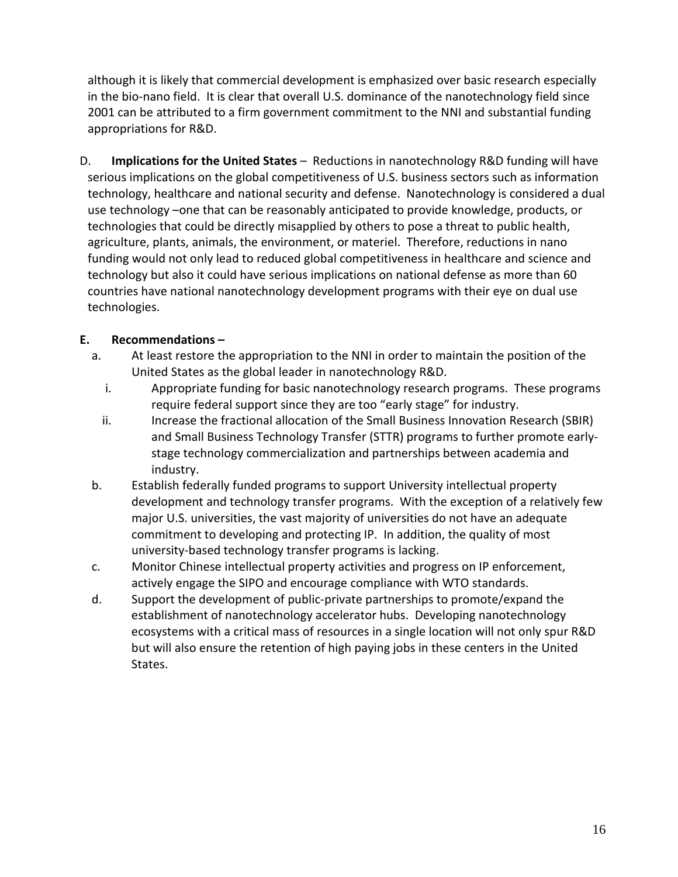although it is likely that commercial development is emphasized over basic research especially in the bio-nano field. It is clear that overall U.S. dominance of the nanotechnology field since 2001 can be attributed to a firm government commitment to the NNI and substantial funding appropriations for R&D.

D. **Implications for the United States** – Reductions in nanotechnology R&D funding will have serious implications on the global competitiveness of U.S. business sectors such as information technology, healthcare and national security and defense. Nanotechnology is considered a dual use technology –one that can be reasonably anticipated to provide knowledge, products, or technologies that could be directly misapplied by others to pose a threat to public health, agriculture, plants, animals, the environment, or materiel. Therefore, reductions in nano funding would not only lead to reduced global competitiveness in healthcare and science and technology but also it could have serious implications on national defense as more than 60 countries have national nanotechnology development programs with their eye on dual use technologies.

**E. Recommendations –**

a. At least restore the appropriation to the NNI in order to maintain the position of the United States as the global leader in nanotechnology R&D.
   i. Appropriate funding for basic nanotechnology research programs. These programs require federal support since they are too “early stage” for industry.
   ii. Increase the fractional allocation of the Small Business Innovation Research (SBIR) and Small Business Technology Transfer (STTR) programs to further promote early-stage technology commercialization and partnerships between academia and industry.

b. Establish federally funded programs to support University intellectual property development and technology transfer programs. With the exception of a relatively few major U.S. universities, the vast majority of universities do not have an adequate commitment to developing and protecting IP. In addition, the quality of most university-based technology transfer programs is lacking.

c. Monitor Chinese intellectual property activities and progress on IP enforcement, actively engage the SIPO and encourage compliance with WTO standards.

d. Support the development of public-private partnerships to promote/expand the establishment of nanotechnology accelerator hubs. Developing nanotechnology ecosystems with a critical mass of resources in a single location will not only spur R&D but will also ensure the retention of high paying jobs in these centers in the United States.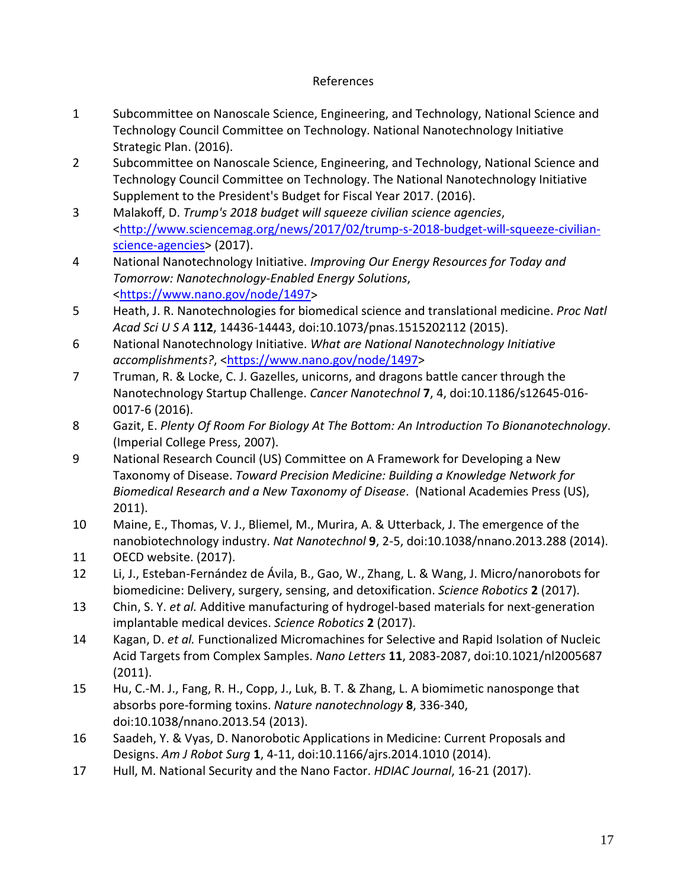# References

1. Subcommittee on Nanoscale Science, Engineering, and Technology, National Science and Technology Council Committee on Technology. National Nanotechnology Initiative Strategic Plan. (2016).
2. Subcommittee on Nanoscale Science, Engineering, and Technology, National Science and Technology Council Committee on Technology. The National Nanotechnology Initiative Supplement to the President's Budget for Fiscal Year 2017. (2016).
3. Malakoff, D. *Trump's 2018 budget will squeeze civilian science agencies*, <http://www.sciencemag.org/news/2017/02/trump-s-2018-budget-will-squeeze-civilian-science-agencies> (2017).
4. National Nanotechnology Initiative. *Improving Our Energy Resources for Today and Tomorrow: Nanotechnology-Enabled Energy Solutions*, <https://www.nano.gov/node/1497>
5. Heath, J. R. Nanotechnologies for biomedical science and translational medicine. *Proc Natl Acad Sci U S A* **112**, 14436-14443, doi:10.1073/pnas.1515202112 (2015).
6. National Nanotechnology Initiative. *What are National Nanotechnology Initiative accomplishments?*, <https://www.nano.gov/node/1497>
7. Truman, R. & Locke, C. J. Gazelles, unicorns, and dragons battle cancer through the Nanotechnology Startup Challenge. *Cancer Nanotechnol* **7**, 4, doi:10.1186/s12645-016-0017-6 (2016).
8. Gazit, E. *Plenty Of Room For Biology At The Bottom: An Introduction To Bionanotechnology*. (Imperial College Press, 2007).
9. National Research Council (US) Committee on A Framework for Developing a New Taxonomy of Disease. *Toward Precision Medicine: Building a Knowledge Network for Biomedical Research and a New Taxonomy of Disease*. (National Academies Press (US), 2011).
10. Maine, E., Thomas, V. J., Bliemel, M., Murira, A. & Utterback, J. The emergence of the nanobiotechnology industry. *Nat Nanotechnol* **9**, 2-5, doi:10.1038/nnano.2013.288 (2014).
11. OECD website. (2017).
12. Li, J., Esteban-Fernández de Ávila, B., Gao, W., Zhang, L. & Wang, J. Micro/nanorobots for biomedicine: Delivery, surgery, sensing, and detoxification. *Science Robotics* **2** (2017).
13. Chin, S. Y. *et al.* Additive manufacturing of hydrogel-based materials for next-generation implantable medical devices. *Science Robotics* **2** (2017).
14. Kagan, D. *et al.* Functionalized Micromachines for Selective and Rapid Isolation of Nucleic Acid Targets from Complex Samples. *Nano Letters* **11**, 2083-2087, doi:10.1021/nl2005687 (2011).
15. Hu, C.-M. J., Fang, R. H., Copp, J., Luk, B. T. & Zhang, L. A biomimetic nanosponge that absorbs pore-forming toxins. *Nature nanotechnology* **8**, 336-340, doi:10.1038/nnano.2013.54 (2013).
16. Saadeh, Y. & Vyas, D. Nanorobotic Applications in Medicine: Current Proposals and Designs. *Am J Robot Surg* **1**, 4-11, doi:10.1166/ajrs.2014.1010 (2014).
17. Hull, M. National Security and the Nano Factor. *HDIAC Journal*, 16-21 (2017).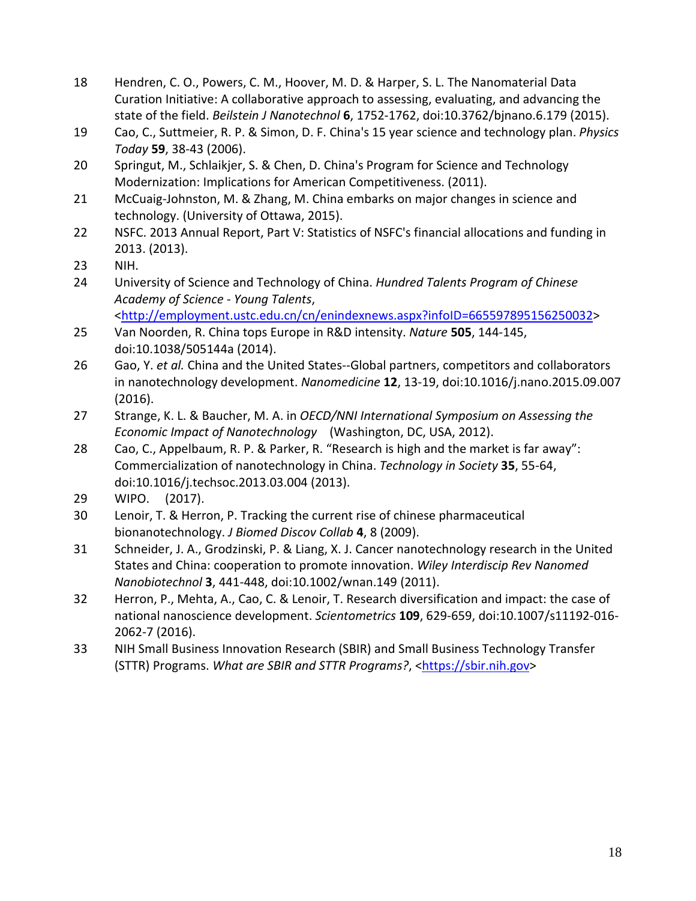18 Hendren, C. O., Powers, C. M., Hoover, M. D. & Harper, S. L. The Nanomaterial Data Curation Initiative: A collaborative approach to assessing, evaluating, and advancing the state of the field. *Beilstein J Nanotechnol* **6**, 1752-1762, doi:10.3762/bjnano.6.179 (2015).

19 Cao, C., Suttmeier, R. P. & Simon, D. F. China's 15 year science and technology plan. *Physics Today* **59**, 38-43 (2006).

20 Springut, M., Schlaikjer, S. & Chen, D. China's Program for Science and Technology Modernization: Implications for American Competitiveness. (2011).

21 McCuaig-Johnston, M. & Zhang, M. China embarks on major changes in science and technology. (University of Ottawa, 2015).

22 NSFC. 2013 Annual Report, Part V: Statistics of NSFC's financial allocations and funding in 2013. (2013).

23 NIH.

24 University of Science and Technology of China. *Hundred Talents Program of Chinese Academy of Science - Young Talents*, <http://employment.ustc.edu.cn/cn/enindexnews.aspx?infoID=665597895156250032>

25 Van Noorden, R. China tops Europe in R&D intensity. *Nature* **505**, 144-145, doi:10.1038/505144a (2014).

26 Gao, Y. *et al.* China and the United States--Global partners, competitors and collaborators in nanotechnology development. *Nanomedicine* **12**, 13-19, doi:10.1016/j.nano.2015.09.007 (2016).

27 Strange, K. L. & Baucher, M. A. in *OECD/NNI International Symposium on Assessing the Economic Impact of Nanotechnology* (Washington, DC, USA, 2012).

28 Cao, C., Appelbaum, R. P. & Parker, R. "Research is high and the market is far away": Commercialization of nanotechnology in China. *Technology in Society* **35**, 55-64, doi:10.1016/j.techsoc.2013.03.004 (2013).

29 WIPO. (2017).

30 Lenoir, T. & Herron, P. Tracking the current rise of chinese pharmaceutical bionanotechnology. *J Biomed Discov Collab* **4**, 8 (2009).

31 Schneider, J. A., Grodzinski, P. & Liang, X. J. Cancer nanotechnology research in the United States and China: cooperation to promote innovation. *Wiley Interdiscip Rev Nanomed Nanobiotechnol* **3**, 441-448, doi:10.1002/wnan.149 (2011).

32 Herron, P., Mehta, A., Cao, C. & Lenoir, T. Research diversification and impact: the case of national nanoscience development. *Scientometrics* **109**, 629-659, doi:10.1007/s11192-016-2062-7 (2016).

33 NIH Small Business Innovation Research (SBIR) and Small Business Technology Transfer (STTR) Programs. *What are SBIR and STTR Programs?*, <https://sbir.nih.gov>